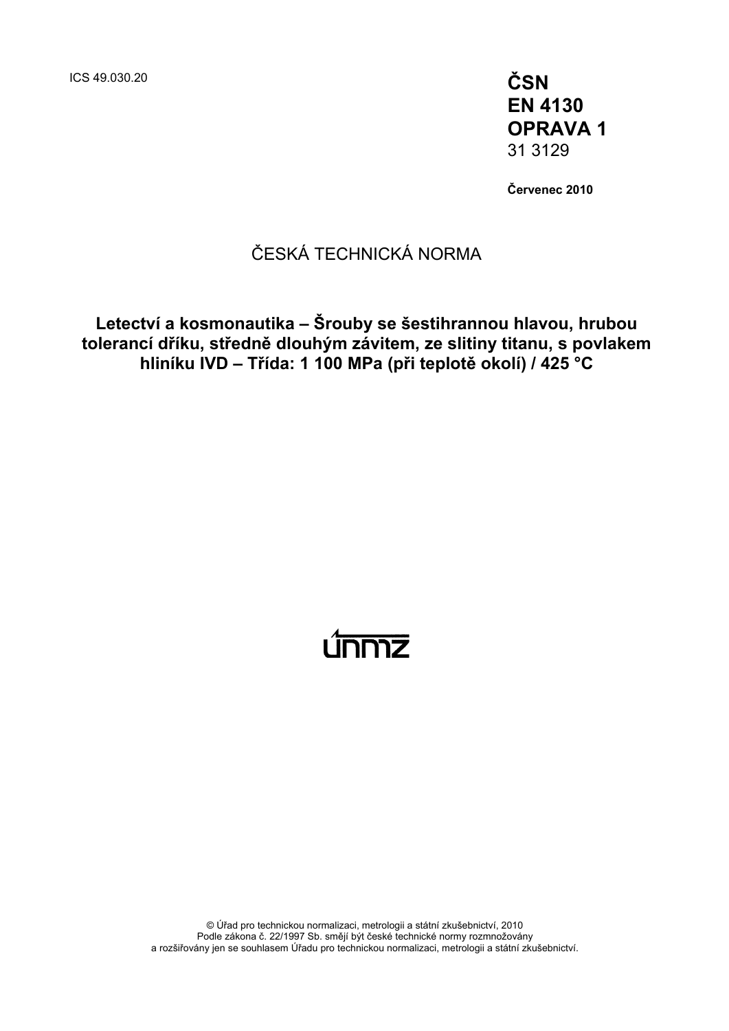ICS 49.030.20

**ČSN**
**EN 4130**
**OPRAVA 1**
31 3129

**Červenec 2010**

ČESKÁ TECHNICKÁ NORMA

# Letectví a kosmonautika – Šrouby se šestihrannou hlavou, hrubou tolerancí dříku, středně dlouhým závitem, ze slitiny titanu, s povlakem hliníku IVD – Třída: 1 100 MPa (při teplotě okolí) / 425 °C

únmz

© Úřad pro technickou normalizaci, metrologii a státní zkušebnictví, 2010
Podle zákona č. 22/1997 Sb. smějí být české technické normy rozmnožovány
a rozšiřovány jen se souhlasem Úřadu pro technickou normalizaci, metrologii a státní zkušebnictví.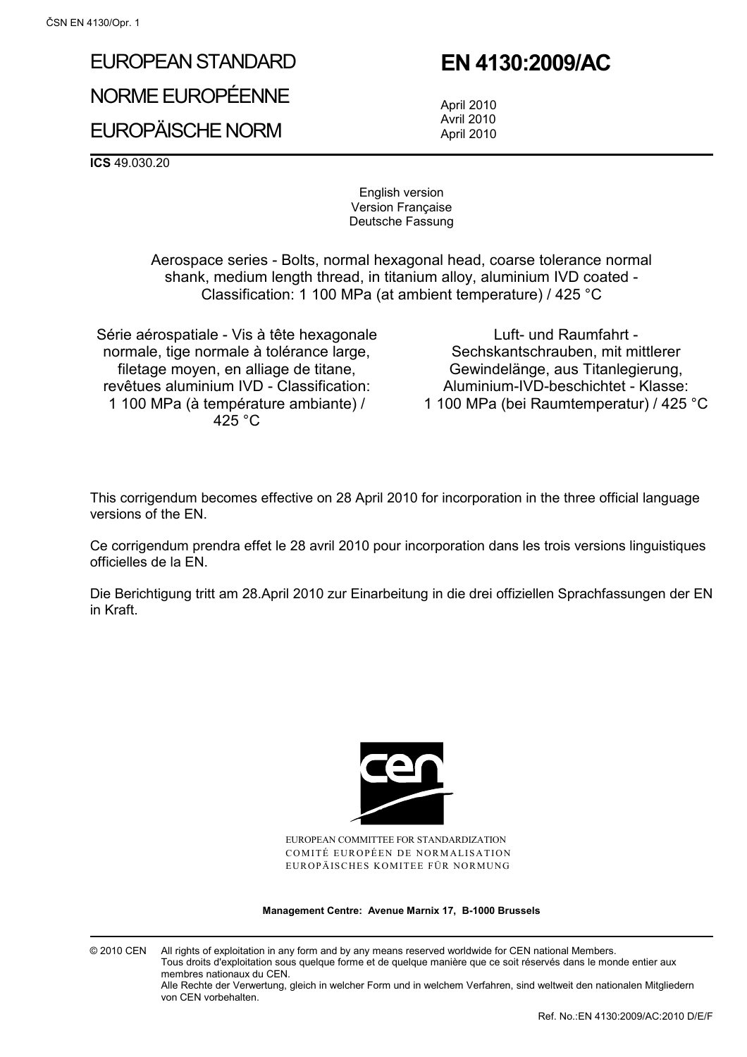# EUROPEAN STANDARD
# NORME EUROPÉENNE
# EUROPÄISCHE NORM

# EN 4130:2009/AC

April 2010
Avril 2010
April 2010

**ICS** 49.030.20

English version
Version Française
Deutsche Fassung

Aerospace series - Bolts, normal hexagonal head, coarse tolerance normal shank, medium length thread, in titanium alloy, aluminium IVD coated - Classification: 1 100 MPa (at ambient temperature) / 425 °C

Série aérospatiale - Vis à tête hexagonale normale, tige normale à tolérance large, filetage moyen, en alliage de titane, revêtues aluminium IVD - Classification: 1 100 MPa (à température ambiante) / 425 °C

Luft- und Raumfahrt - Sechskantschrauben, mit mittlerer Gewindelänge, aus Titanlegierung, Aluminium-IVD-beschichtet - Klasse: 1 100 MPa (bei Raumtemperatur) / 425 °C

This corrigendum becomes effective on 28 April 2010 for incorporation in the three official language versions of the EN.

Ce corrigendum prendra effet le 28 avril 2010 pour incorporation dans les trois versions linguistiques officielles de la EN.

Die Berichtigung tritt am 28.April 2010 zur Einarbeitung in die drei offiziellen Sprachfassungen der EN in Kraft.

EUROPEAN COMMITTEE FOR STANDARDIZATION
COMITÉ EUROPÉEN DE NORMALISATION
EUROPÄISCHES KOMITEE FÜR NORMUNG

**Management Centre: Avenue Marnix 17, B-1000 Brussels**

© 2010 CEN All rights of exploitation in any form and by any means reserved worldwide for CEN national Members.
Tous droits d'exploitation sous quelque forme et de quelque manière que ce soit réservés dans le monde entier aux membres nationaux du CEN.
Alle Rechte der Verwertung, gleich in welcher Form und in welchem Verfahren, sind weltweit den nationalen Mitgliedern von CEN vorbehalten.

Ref. No.:EN 4130:2009/AC:2010 D/E/F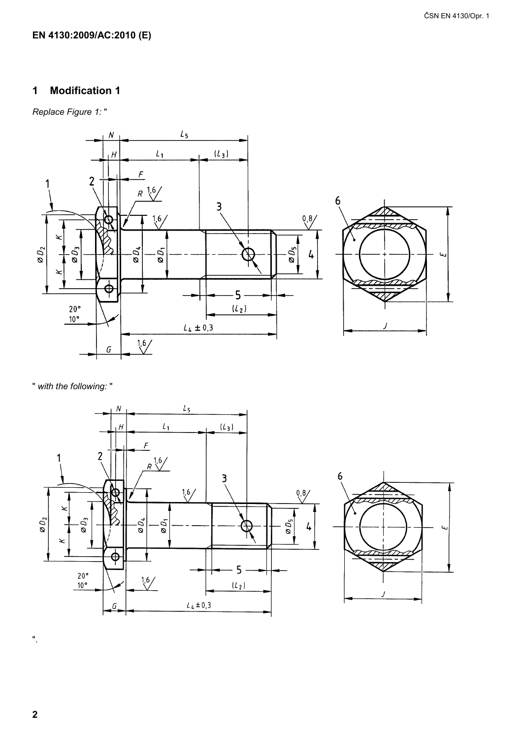EN 4130:2009/AC:2010 (E)

## 1 Modification 1

*Replace Figure 1:* "

" *with the following:* "

".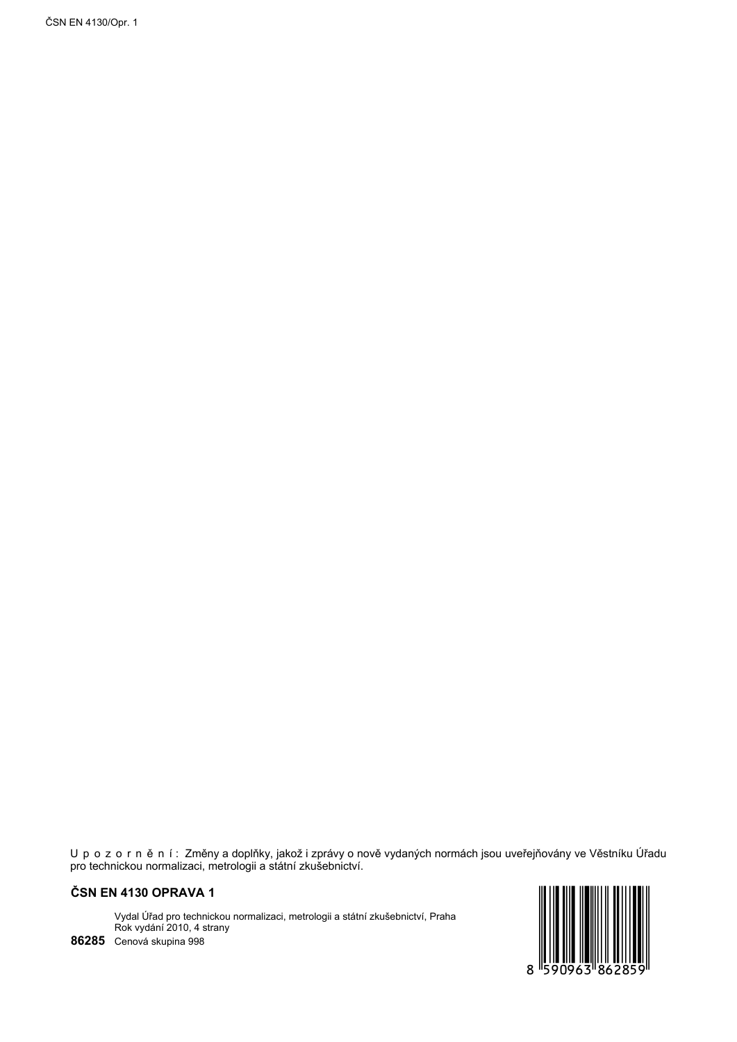U p o z o r n ě n í : Změny a doplňky, jakož i zprávy o nově vydaných normách jsou uveřejňovány ve Věstníku Úřadu pro technickou normalizaci, metrologii a státní zkušebnictví.

**ČSN EN 4130 OPRAVA 1**

Vydal Úřad pro technickou normalizaci, metrologii a státní zkušebnictví, Praha
Rok vydání 2010, 4 strany

**86285** Cenová skupina 998

8 590963 862859